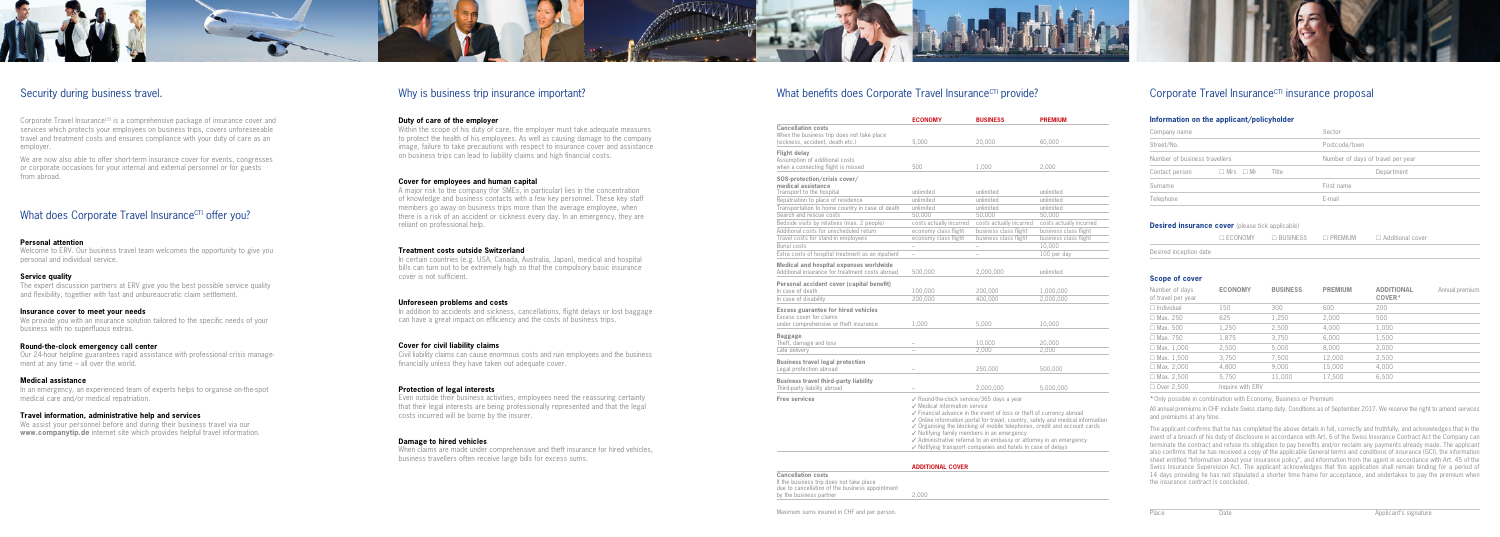## Security during business travel.

Corporate Travel Insurance[CTI] is a comprehensive package of insurance cover and services which protects your employees on business trips, covers unforeseeable travel and treatment costs and ensures compliance with your duty of care as an employer.

We are now also able to offer short-term insurance cover for events, congresses or corporate occasions for your internal and external personnel or for guests from abroad.

## What does Corporate Travel Insurance[CTI] offer you?

**Personal attention**

Welcome to ERV. Our business travel team welcomes the opportunity to give you personal and individual service.

**Service quality**

The expert discussion partners at ERV give you the best possible service quality and flexibility, together with fast and unbureaucratic claim settlement.

**Insurance cover to meet your needs**

We provide you with an insurance solution tailored to the specific needs of your business with no superfluous extras.

**Round-the-clock emergency call center**

Our 24-hour helpline guarantees rapid assistance with professional crisis management at any time – all over the world.

**Medical assistance**

In an emergency, an experienced team of experts helps to organise on-the-spot medical care and/or medical repatriation.

**Travel information, administrative help and services**

We assist your personnel before and during their business travel via our **www.companytip.de** internet site which provides helpful travel information.

## Why is business trip insurance important?

**Duty of care of the employer**

Within the scope of his duty of care, the employer must take adequate measures to protect the health of his employees. As well as causing damage to the company image, failure to take precautions with respect to insurance cover and assistance on business trips can lead to liability claims and high financial costs.

**Cover for employees and human capital**

A major risk to the company (for SMEs, in particular) lies in the concentration of knowledge and business contacts with a few key personnel. These key staff members go away on business trips more than the average employee, when there is a risk of an accident or sickness every day. In an emergency, they are reliant on professional help.

**Treatment costs outside Switzerland**

In certain countries (e.g. USA, Canada, Australia, Japan), medical and hospital bills can turn out to be extremely high so that the compulsory basic insurance cover is not sufficient.

**Unforeseen problems and costs**

In addition to accidents and sickness, cancellations, flight delays or lost baggage can have a great impact on efficiency and the costs of business trips.

**Cover for civil liability claims**

Civil liability claims can cause enormous costs and ruin employees and the business financially unless they have taken out adequate cover.

**Protection of legal interests**

Even outside their business activities, employees need the reassuring certainty that their legal interests are being professionally represented and that the legal costs incurred will be borne by the insurer.

**Damage to hired vehicles**

When claims are made under comprehensive and theft insurance for hired vehicles, business travellers often receive large bills for excess sums.

## What benefits does Corporate Travel Insurance[CTI] provide?

| | ECONOMY | BUSINESS | PREMIUM |
|---|---|---|---|
| **Cancellation costs** | | | |
| When the business trip does not take place (sickness, accident, death etc.) | 5,000 | 20,000 | 60,000 |
| **Flight delay** | | | |
| Assumption of additional costs when a connecting flight is missed | 500 | 1,000 | 2,000 |
| **SOS-protection/crisis cover/ medical assistance** | | | |
| Transport to the hospital | unlimited | unlimited | unlimited |
| Repatriation to place of residence | unlimited | unlimited | unlimited |
| Transportation to home country in case of death | unlimited | unlimited | unlimited |
| Search and rescue costs | 50,000 | 50,000 | 50,000 |
| Bedside visits by relatives (max. 2 people) | costs actually incurred | costs actually incurred | costs actually incurred |
| Additional costs for unscheduled return | economy class flight | business class flight | business class flight |
| Travel costs for stand-in employees | economy class flight | business class flight | business class flight |
| Burial costs | – | – | 10,000 |
| Extra costs of hospital treatment as an inpatient | – | – | 100 per day |
| **Medical and hospital expenses worldwide** | | | |
| Additional insurance for treatment costs abroad | 500,000 | 2,000,000 | unlimited |
| **Personal accident cover (capital benefit)** | | | |
| In case of death | 100,000 | 200,000 | 1,000,000 |
| In case of disability | 200,000 | 400,000 | 2,000,000 |
| **Excess guarantee for hired vehicles** | | | |
| Excess cover for claims under comprehensive or theft insurance | 1,000 | 5,000 | 10,000 |
| **Baggage** | | | |
| Theft, damage and loss | – | 10,000 | 20,000 |
| Late delivery | – | 2,000 | 2,000 |
| **Business travel legal protection** | | | |
| Legal protection abroad | – | 250,000 | 500,000 |
| **Business travel third-party liability** | | | |
| Third-party liability abroad | – | 2,000,000 | 5,000,000 |
| **Free services** | ✓ Round-the-clock service/365 days a year<br>✓ Medical information service<br>✓ Financial advance in the event of loss or theft of currency abroad<br>✓ Online information portal for travel, country, safety and medical information<br>✓ Organising the blocking of mobile telephones, credit and account cards<br>✓ Notifying family members in an emergency<br>✓ Administrative referral to an embassy or attorney in an emergency<br>✓ Notifying transport companies and hotels in case of delays | | |
| | **ADDITIONAL COVER** | | |
| **Cancellation costs** | | | |
| If the business trip does not take place due to cancellation of the business appointment by the business partner | 2,000 | | |

Maximum sums insured in CHF and per person.

## Corporate Travel Insurance[CTI] insurance proposal

**Information on the applicant/policyholder**

| | | | |
|---|---|---|---|
| Company name | | Sector | |
| Street/No. | | Postcode/town | |
| Number of business travellers | | Number of days of travel per year | |
| Contact person | □ Mrs □ Mr Title | | Department |
| Surname | | First name | |
| Telephone | | E-mail | |

**Desired insurance cover** (please tick applicable)

□ ECONOMY □ BUSINESS □ PREMIUM □ Additional cover

Desired inception date

**Scope of cover**

| Number of days of travel per year | ECONOMY | BUSINESS | PREMIUM | ADDITIONAL COVER* | Annual premium |
|---|---|---|---|---|---|
| □ Individual | 150 | 300 | 600 | 200 | |
| □ Max. 250 | 625 | 1,250 | 2,000 | 500 | |
| □ Max. 500 | 1,250 | 2,500 | 4,000 | 1,000 | |
| □ Max. 750 | 1,875 | 3,750 | 6,000 | 1,500 | |
| □ Max. 1,000 | 2,500 | 5,000 | 8,000 | 2,000 | |
| □ Max. 1,500 | 3,750 | 7,500 | 12,000 | 2,500 | |
| □ Max. 2,000 | 4,800 | 9,000 | 15,000 | 4,000 | |
| □ Max. 2,500 | 5,750 | 11,000 | 17,500 | 6,500 | |
| □ Over 2,500 | Inquire with ERV | | | | |

* Only possible in combination with Economy, Business or Premium

All annual premiums in CHF include Swiss stamp duty. Conditions as of September 2017. We reserve the right to amend services and premiums at any time.

The applicant confirms that he has completed the above details in full, correctly and truthfully, and acknowledges that in the event of a breach of his duty of disclosure in accordance with Art. 6 of the Swiss Insurance Contract Act the Company can terminate the contract and refuse its obligation to pay benefits and/or reclaim any payments already made. The applicant also confirms that he has received a copy of the applicable General terms and conditions of insurance (GCI), the information sheet entitled "Information about your insurance policy", and information from the agent in accordance with Art. 45 of the Swiss Insurance Supervision Act. The applicant acknowledges that this application shall remain binding for a period of 14 days providing he has not stipulated a shorter time frame for acceptance, and undertakes to pay the premium when the insurance contract is concluded.

Place Date Applicant's signature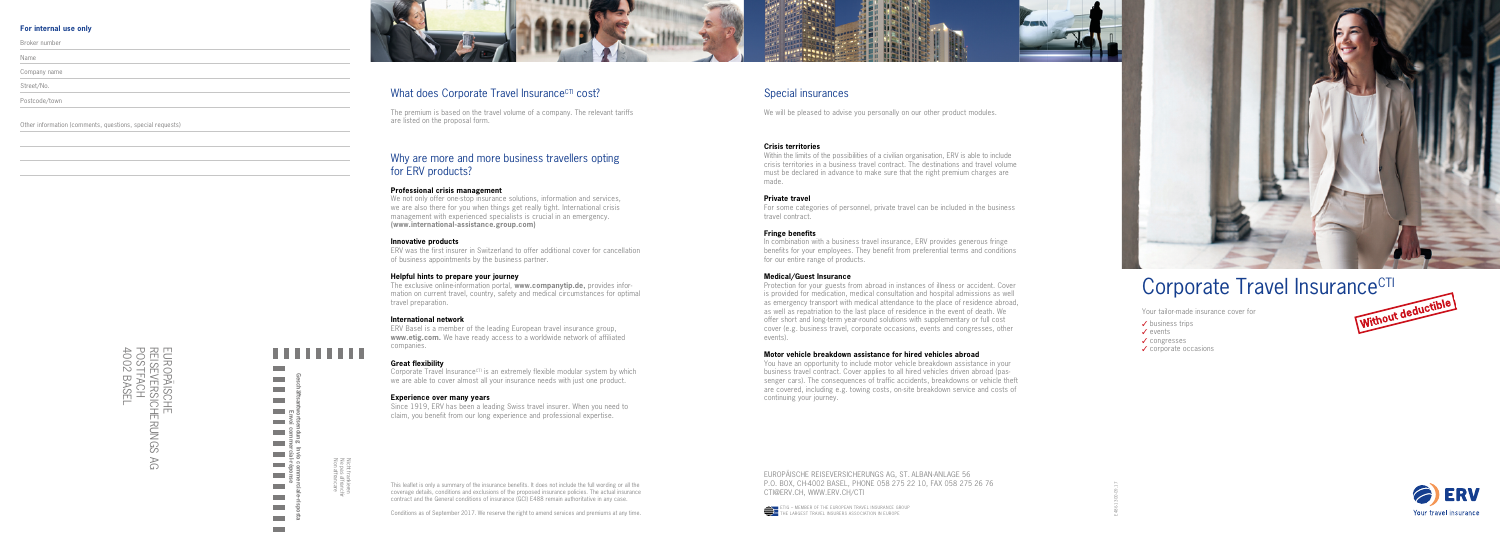**For internal use only**

Broker number

Name

Company name

Street/No.

Postcode/town

Other information (comments, questions, special requests):

EUROPÄISCHE
REISEVERSICHERUNGS AG
POSTFACH
4002 BASEL

Geschäftsantwortsendung Invio commerciale-risposta
Envoi commercial-réponse

Nicht frankieren
Ne pas affranchir
Non affrancare

## What does Corporate Travel Insurance[CTI] cost?

The premium is based on the travel volume of a company. The relevant tariffs are listed on the proposal form.

## Why are more and more business travellers opting for ERV products?

### Professional crisis management

We not only offer one-stop insurance solutions, information and services, we are also there for you when things get really tight. International crisis management with experienced specialists is crucial in an emergency. **(www.international-assistance.group.com)**

### Innovative products

ERV was the first insurer in Switzerland to offer additional cover for cancellation of business appointments by the business partner.

### Helpful hints to prepare your journey

The exclusive online information portal, **www.companytip.de**, provides information on current travel, country, safety and medical circumstances for optimal travel preparation.

### International network

ERV Basel is a member of the leading European travel insurance group, **www.etig.com.** We have ready access to a worldwide network of affiliated companies.

### Great flexibility

Corporate Travel Insurance[CTI] is an extremely flexible modular system by which we are able to cover almost all your insurance needs with just one product.

### Experience over many years

Since 1919, ERV has been a leading Swiss travel insurer. When you need to claim, you benefit from our long experience and professional expertise.

This leaflet is only a summary of the insurance benefits. It does not include the full wording or all the coverage details, conditions and exclusions of the proposed insurance policies. The actual insurance contract and the General conditions of insurance (GCI) E488 remain authoritative in any case.

Conditions as of September 2017. We reserve the right to amend services and premiums at any time.

## Special insurances

We will be pleased to advise you personally on our other product modules.

### Crisis territories

Within the limits of the possibilities of a civilian organisation, ERV is able to include crisis territories in a business travel contract. The destinations and travel volume must be declared in advance to make sure that the right premium charges are made.

### Private travel

For some categories of personnel, private travel can be included in the business travel contract.

### Fringe benefits

In combination with a business travel insurance, ERV provides generous fringe benefits for your employees. They benefit from preferential terms and conditions for our entire range of products.

### Medical/Guest Insurance

Protection for your guests from abroad in instances of illness or accident. Cover is provided for medication, medical consultation and hospital admissions as well as emergency transport with medical attendance to the place of residence abroad, as well as repatriation to the last place of residence in the event of death. We offer short and long-term year-round solutions with supplementary or full cost cover (e.g. business travel, corporate occasions, events and congresses, other events).

### Motor vehicle breakdown assistance for hired vehicles abroad

You have an opportunity to include motor vehicle breakdown assistance in your business travel contract. Cover applies to all hired vehicles driven abroad (passenger cars). The consequences of traffic accidents, breakdowns or vehicle theft are covered, including e.g. towing costs, on-site breakdown service and costs of continuing your journey.

EUROPÄISCHE REISEVERSICHERUNGS AG, ST. ALBAN-ANLAGE 56
P.O. BOX, CH-4002 BASEL, PHONE 058 275 22 10, FAX 058 275 26 76
CTI@ERV.CH, WWW.ERV.CH/CTI

ETIG – MEMBER OF THE EUROPEAN TRAVEL INSURANCE GROUP
THE LARGEST TRAVEL INSURANCE ASSOCIATION IN EUROPE

# Corporate Travel Insurance[CTI]

Without deductible

Your tailor-made insurance cover for

- ✓ business trips
- ✓ events
- ✓ congresses
- ✓ corporate occasions

ERV
Your travel insurance